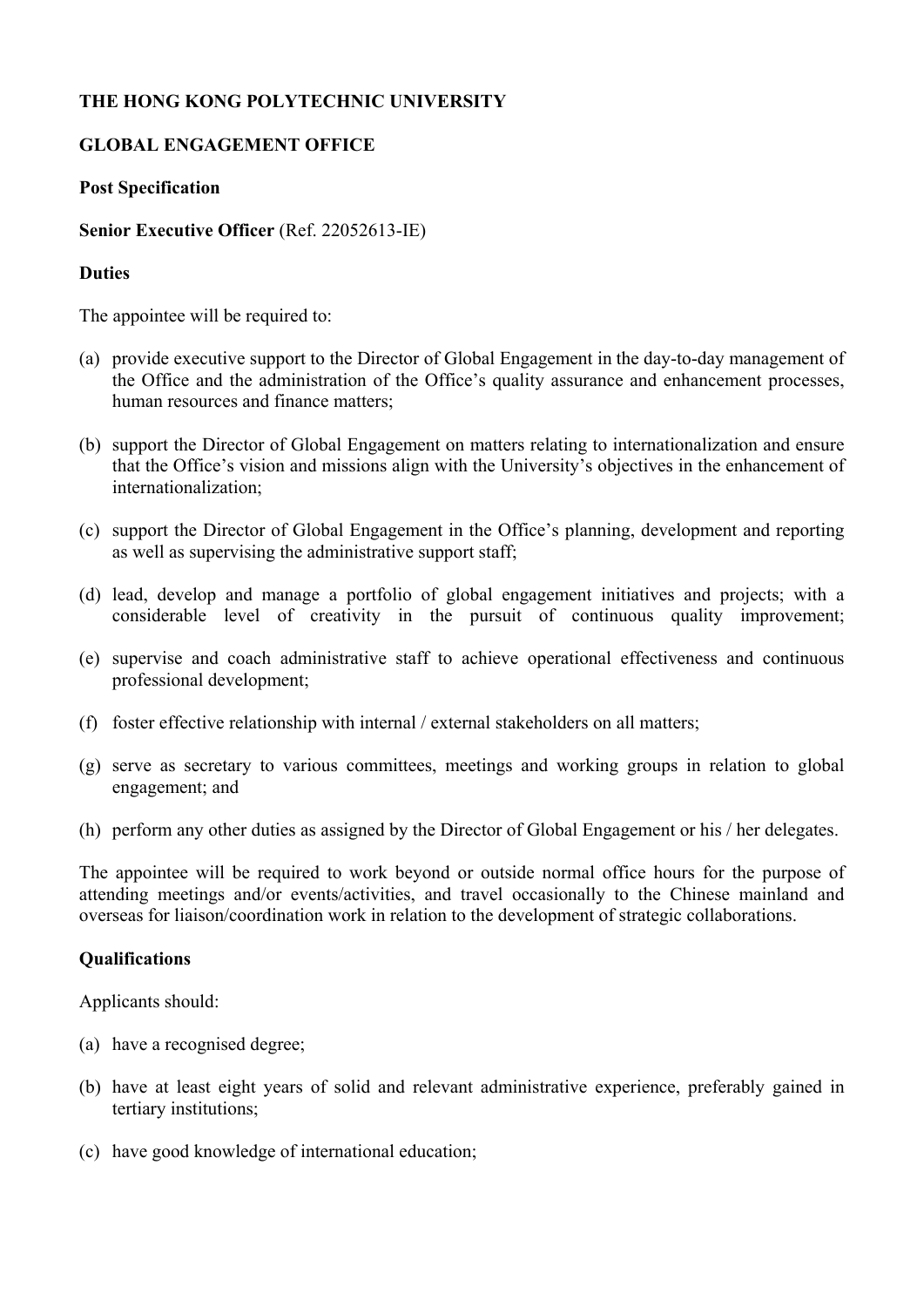**THE HONG KONG POLYTECHNIC UNIVERSITY**

**GLOBAL ENGAGEMENT OFFICE**

**Post Specification**

**Senior Executive Officer** (Ref. 22052613-IE)

**Duties**

The appointee will be required to:

(a) provide executive support to the Director of Global Engagement in the day-to-day management of the Office and the administration of the Office's quality assurance and enhancement processes, human resources and finance matters;

(b) support the Director of Global Engagement on matters relating to internationalization and ensure that the Office's vision and missions align with the University's objectives in the enhancement of internationalization;

(c) support the Director of Global Engagement in the Office's planning, development and reporting as well as supervising the administrative support staff;

(d) lead, develop and manage a portfolio of global engagement initiatives and projects; with a considerable level of creativity in the pursuit of continuous quality improvement;

(e) supervise and coach administrative staff to achieve operational effectiveness and continuous professional development;

(f) foster effective relationship with internal / external stakeholders on all matters;

(g) serve as secretary to various committees, meetings and working groups in relation to global engagement; and

(h) perform any other duties as assigned by the Director of Global Engagement or his / her delegates.

The appointee will be required to work beyond or outside normal office hours for the purpose of attending meetings and/or events/activities, and travel occasionally to the Chinese mainland and overseas for liaison/coordination work in relation to the development of strategic collaborations.

**Qualifications**

Applicants should:

(a) have a recognised degree;

(b) have at least eight years of solid and relevant administrative experience, preferably gained in tertiary institutions;

(c) have good knowledge of international education;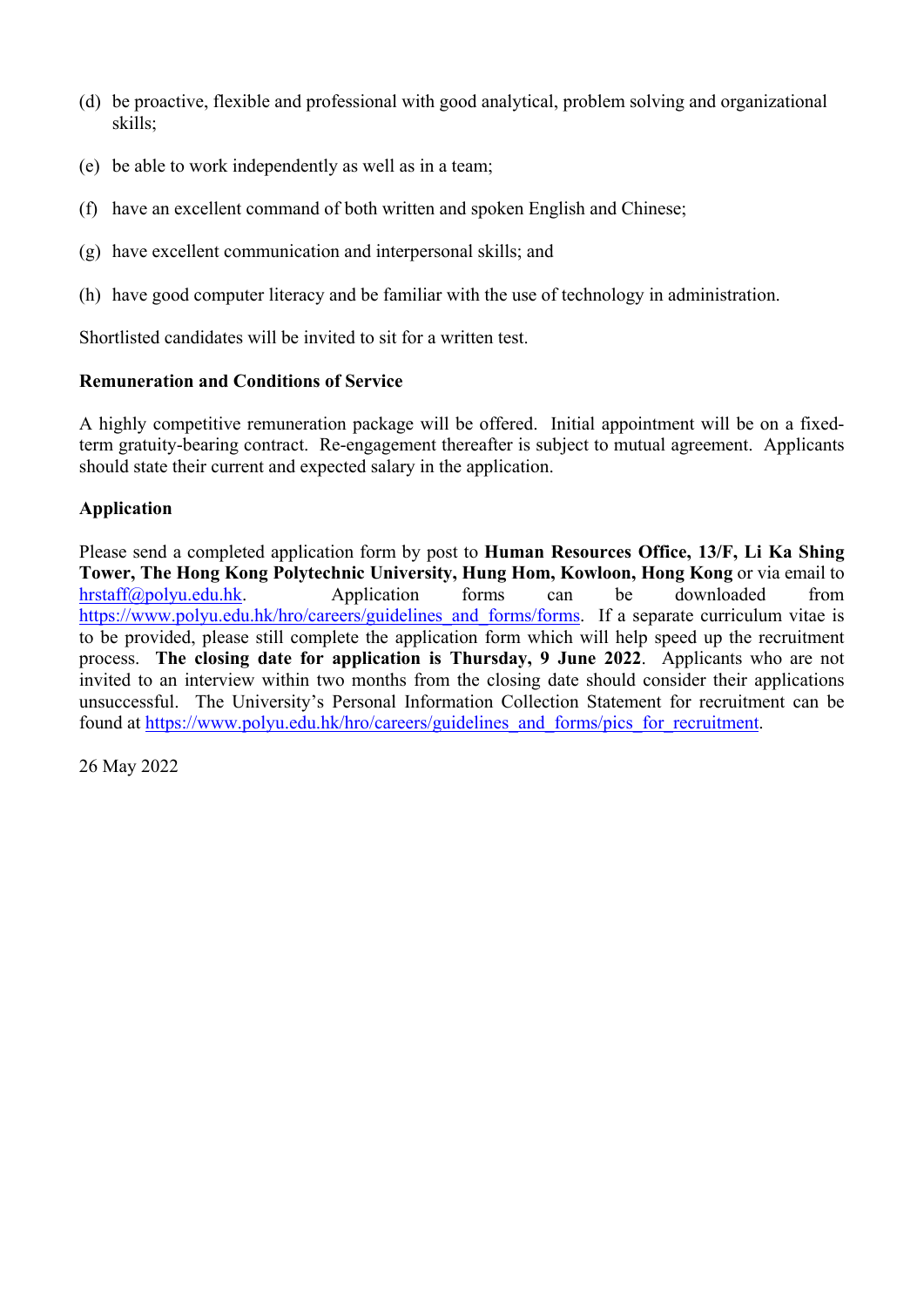(d) be proactive, flexible and professional with good analytical, problem solving and organizational skills;

(e) be able to work independently as well as in a team;

(f) have an excellent command of both written and spoken English and Chinese;

(g) have excellent communication and interpersonal skills; and

(h) have good computer literacy and be familiar with the use of technology in administration.

Shortlisted candidates will be invited to sit for a written test.

**Remuneration and Conditions of Service**

A highly competitive remuneration package will be offered. Initial appointment will be on a fixed-term gratuity-bearing contract. Re-engagement thereafter is subject to mutual agreement. Applicants should state their current and expected salary in the application.

**Application**

Please send a completed application form by post to **Human Resources Office, 13/F, Li Ka Shing Tower, The Hong Kong Polytechnic University, Hung Hom, Kowloon, Hong Kong** or via email to [hrstaff@polyu.edu.hk](mailto:hrstaff@polyu.edu.hk). Application forms can be downloaded from [https://www.polyu.edu.hk/hro/careers/guidelines_and_forms/forms](https://www.polyu.edu.hk/hro/careers/guidelines_and_forms/forms). If a separate curriculum vitae is to be provided, please still complete the application form which will help speed up the recruitment process. **The closing date for application is Thursday, 9 June 2022**. Applicants who are not invited to an interview within two months from the closing date should consider their applications unsuccessful. The University's Personal Information Collection Statement for recruitment can be found at [https://www.polyu.edu.hk/hro/careers/guidelines_and_forms/pics_for_recruitment](https://www.polyu.edu.hk/hro/careers/guidelines_and_forms/pics_for_recruitment).

26 May 2022